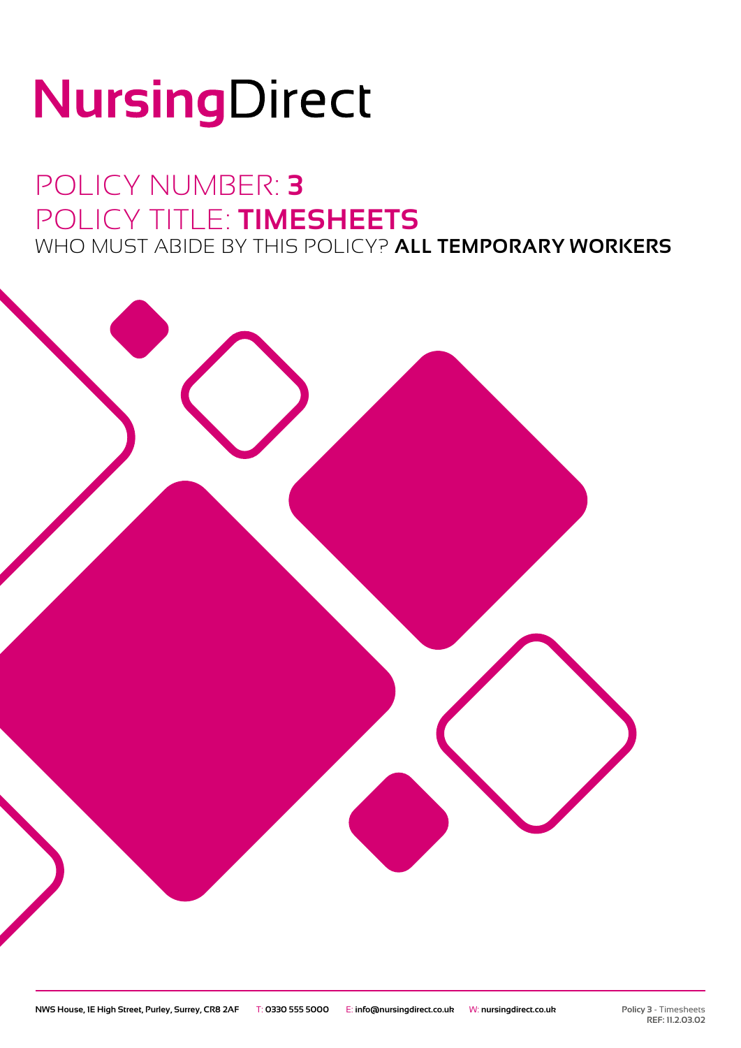# NursingDirect

## POLICY NUMBER: **3**
## POLICY TITLE: **TIMESHEETS**
### WHO MUST ABIDE BY THIS POLICY? **ALL TEMPORARY WORKERS**

NWS House, 1E High Street, Purley, Surrey, CR8 2AF T: 0330 555 5000 E: info@nursingdirect.co.uk W: nursingdirect.co.uk

Policy 3 - Timesheets
REF: 11.2.03.02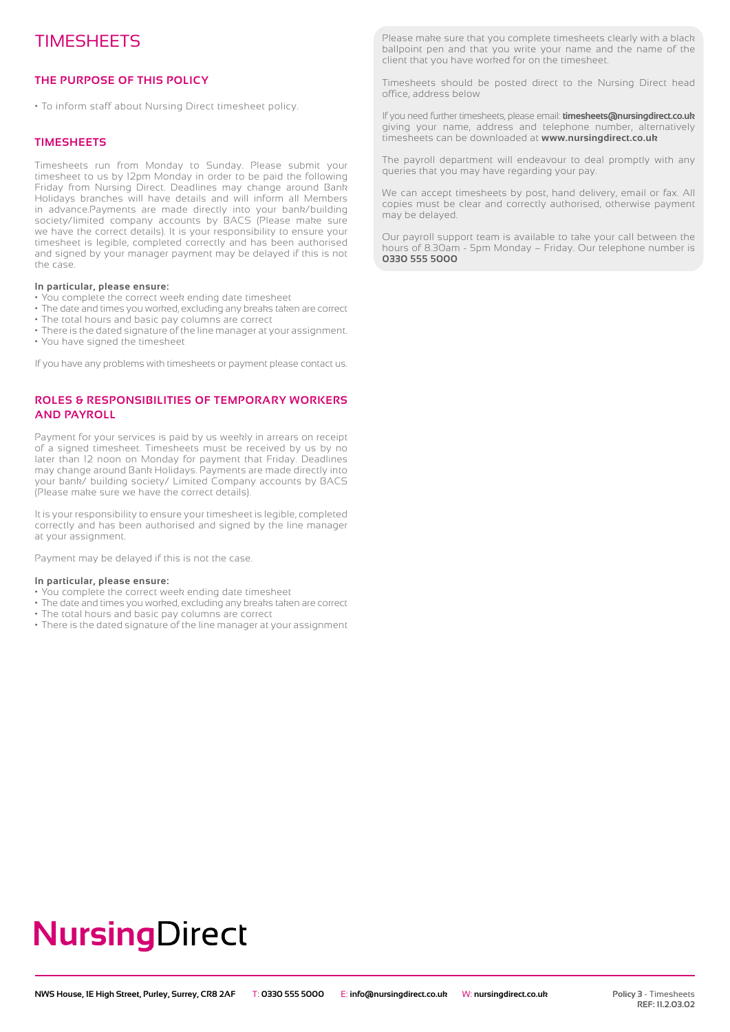# TIMESHEETS

## THE PURPOSE OF THIS POLICY

- To inform staff about Nursing Direct timesheet policy.

## TIMESHEETS

Timesheets run from Monday to Sunday. Please submit your timesheet to us by 12pm Monday in order to be paid the following Friday from Nursing Direct. Deadlines may change around Bank Holidays branches will have details and will inform all Members in advance.Payments are made directly into your bank/building society/limited company accounts by BACS (Please make sure we have the correct details). It is your responsibility to ensure your timesheet is legible, completed correctly and has been authorised and signed by your manager payment may be delayed if this is not the case.

**In particular, please ensure:**

- You complete the correct week ending date timesheet
- The date and times you worked, excluding any breaks taken are correct
- The total hours and basic pay columns are correct
- There is the dated signature of the line manager at your assignment.
- You have signed the timesheet

If you have any problems with timesheets or payment please contact us.

## ROLES & RESPONSIBILITIES OF TEMPORARY WORKERS AND PAYROLL

Payment for your services is paid by us weekly in arrears on receipt of a signed timesheet. Timesheets must be received by us by no later than 12 noon on Monday for payment that Friday. Deadlines may change around Bank Holidays. Payments are made directly into your bank/ building society/ Limited Company accounts by BACS (Please make sure we have the correct details).

It is your responsibility to ensure your timesheet is legible, completed correctly and has been authorised and signed by the line manager at your assignment.

Payment may be delayed if this is not the case.

**In particular, please ensure:**

- You complete the correct week ending date timesheet
- The date and times you worked, excluding any breaks taken are correct
- The total hours and basic pay columns are correct
- There is the dated signature of the line manager at your assignment

Please make sure that you complete timesheets clearly with a black ballpoint pen and that you write your name and the name of the client that you have worked for on the timesheet.

Timesheets should be posted direct to the Nursing Direct head office, address below

If you need further timesheets, please email: **timesheets@nursingdirect.co.uk** giving your name, address and telephone number, alternatively timesheets can be downloaded at **www.nursingdirect.co.uk**

The payroll department will endeavour to deal promptly with any queries that you may have regarding your pay.

We can accept timesheets by post, hand delivery, email or fax. All copies must be clear and correctly authorised, otherwise payment may be delayed.

Our payroll support team is available to take your call between the hours of 8.30am - 5pm Monday – Friday. Our telephone number is **0330 555 5000**

**NursingDirect**

**NWS House, 1E High Street, Purley, Surrey, CR8 2AF** T: **0330 555 5000** E: **info@nursingdirect.co.uk** W: **nursingdirect.co.uk**

**Policy 3** - Timesheets
**REF: 11.2.03.02**